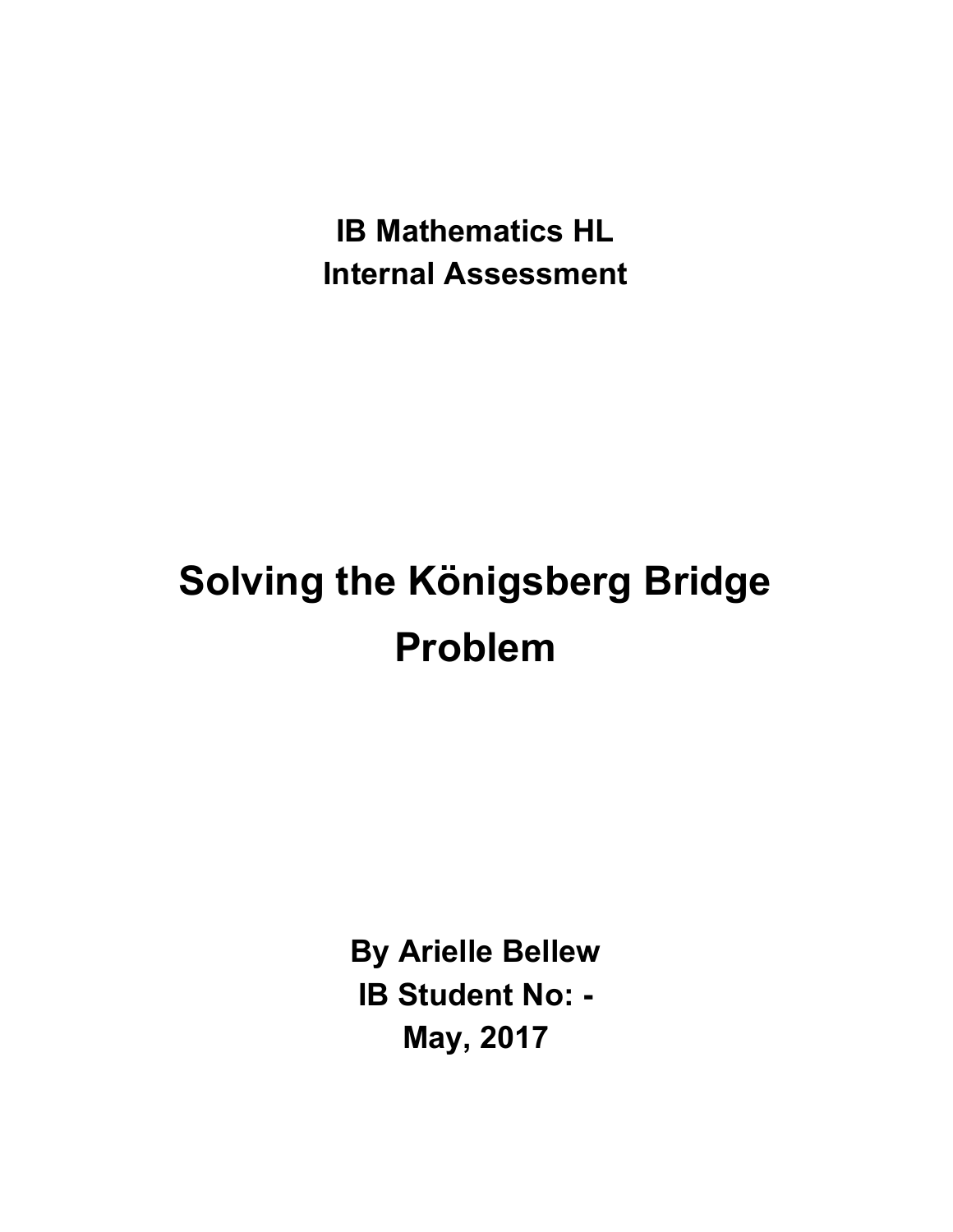**IB Mathematics HL**
**Internal Assessment**

# Solving the Königsberg Bridge Problem

**By Arielle Bellew**
**IB Student No: -**
**May, 2017**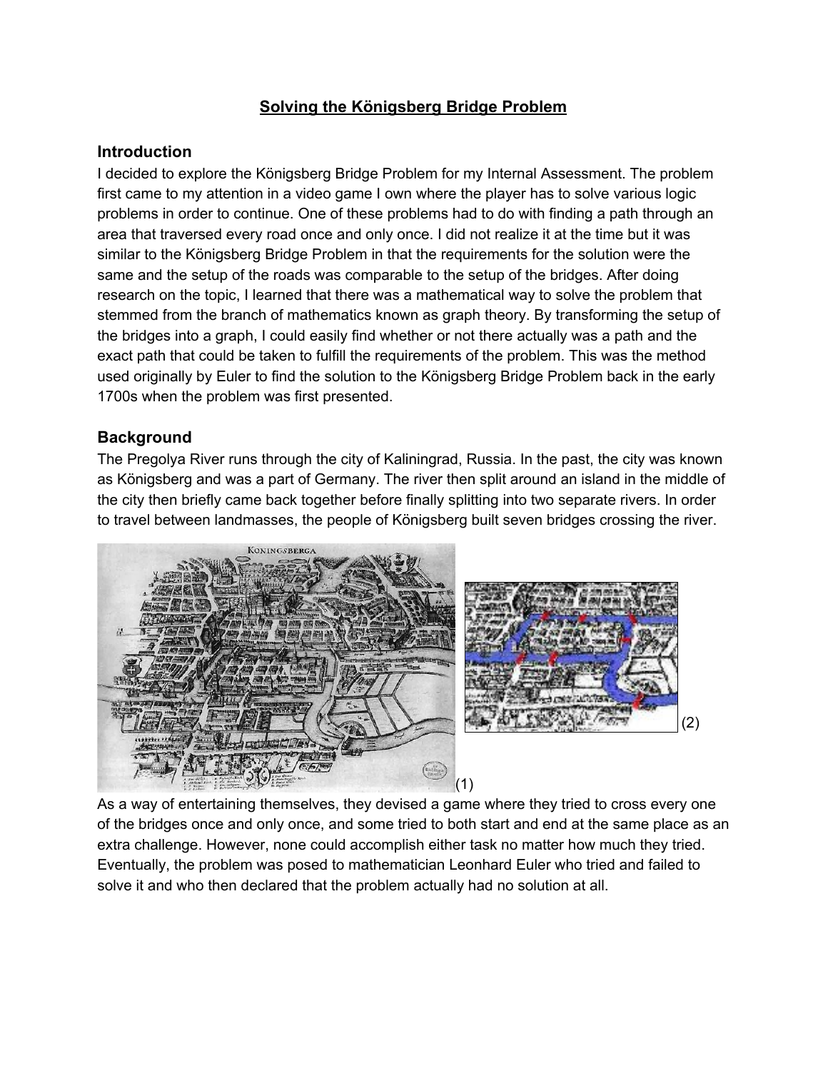## Solving the Königsberg Bridge Problem

### Introduction

I decided to explore the Königsberg Bridge Problem for my Internal Assessment. The problem first came to my attention in a video game I own where the player has to solve various logic problems in order to continue. One of these problems had to do with finding a path through an area that traversed every road once and only once. I did not realize it at the time but it was similar to the Königsberg Bridge Problem in that the requirements for the solution were the same and the setup of the roads was comparable to the setup of the bridges. After doing research on the topic, I learned that there was a mathematical way to solve the problem that stemmed from the branch of mathematics known as graph theory. By transforming the setup of the bridges into a graph, I could easily find whether or not there actually was a path and the exact path that could be taken to fulfill the requirements of the problem. This was the method used originally by Euler to find the solution to the Königsberg Bridge Problem back in the early 1700s when the problem was first presented.

### Background

The Pregolya River runs through the city of Kaliningrad, Russia. In the past, the city was known as Königsberg and was a part of Germany. The river then split around an island in the middle of the city then briefly came back together before finally splitting into two separate rivers. In order to travel between landmasses, the people of Königsberg built seven bridges crossing the river.

(1)

(2)

As a way of entertaining themselves, they devised a game where they tried to cross every one of the bridges once and only once, and some tried to both start and end at the same place as an extra challenge. However, none could accomplish either task no matter how much they tried. Eventually, the problem was posed to mathematician Leonhard Euler who tried and failed to solve it and who then declared that the problem actually had no solution at all.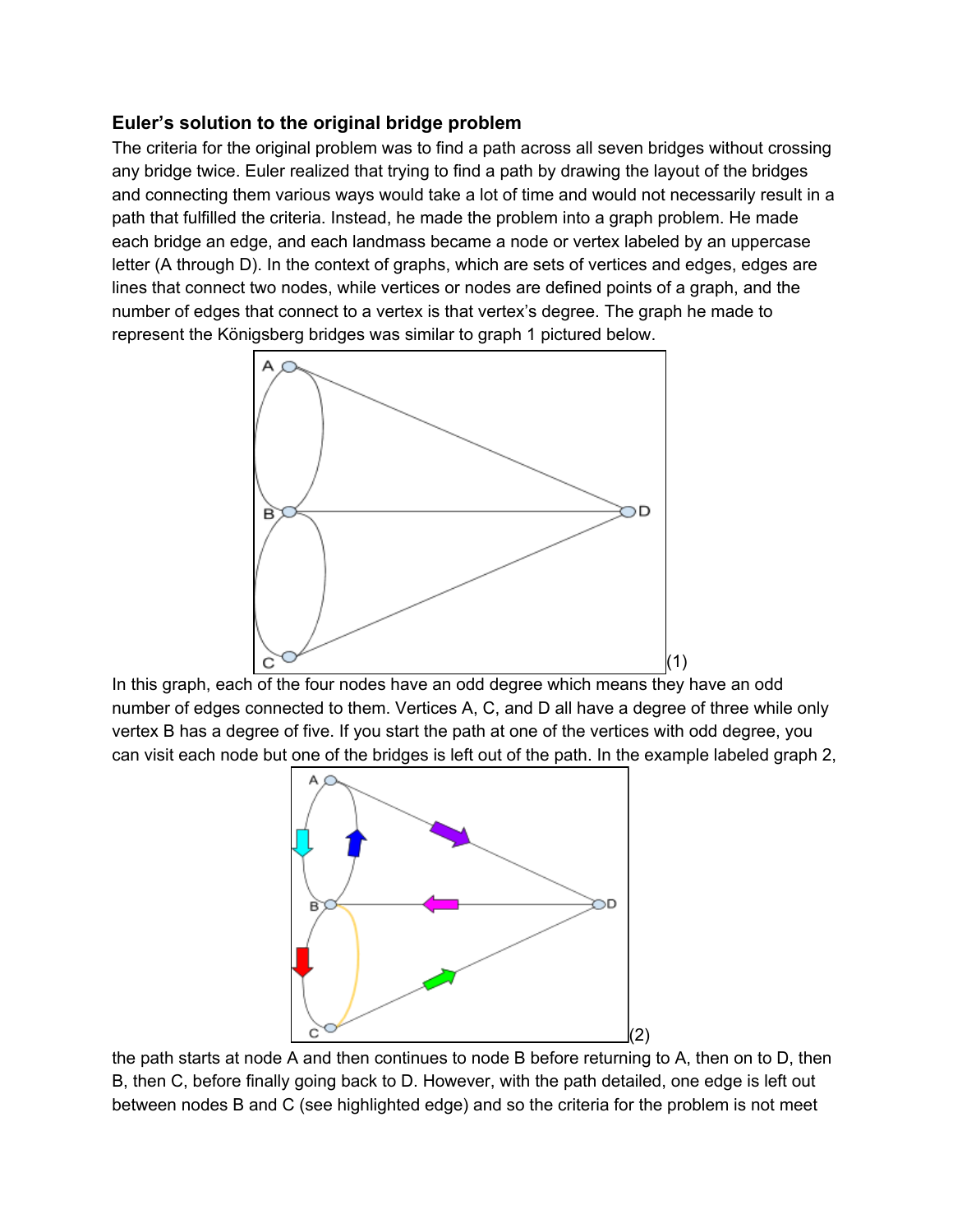### Euler's solution to the original bridge problem

The criteria for the original problem was to find a path across all seven bridges without crossing any bridge twice. Euler realized that trying to find a path by drawing the layout of the bridges and connecting them various ways would take a lot of time and would not necessarily result in a path that fulfilled the criteria. Instead, he made the problem into a graph problem. He made each bridge an edge, and each landmass became a node or vertex labeled by an uppercase letter (A through D). In the context of graphs, which are sets of vertices and edges, edges are lines that connect two nodes, while vertices or nodes are defined points of a graph, and the number of edges that connect to a vertex is that vertex's degree. The graph he made to represent the Königsberg bridges was similar to graph 1 pictured below.

(1)

In this graph, each of the four nodes have an odd degree which means they have an odd number of edges connected to them. Vertices A, C, and D all have a degree of three while only vertex B has a degree of five. If you start the path at one of the vertices with odd degree, you can visit each node but one of the bridges is left out of the path. In the example labeled graph 2,

(2)

the path starts at node A and then continues to node B before returning to A, then on to D, then B, then C, before finally going back to D. However, with the path detailed, one edge is left out between nodes B and C (see highlighted edge) and so the criteria for the problem is not meet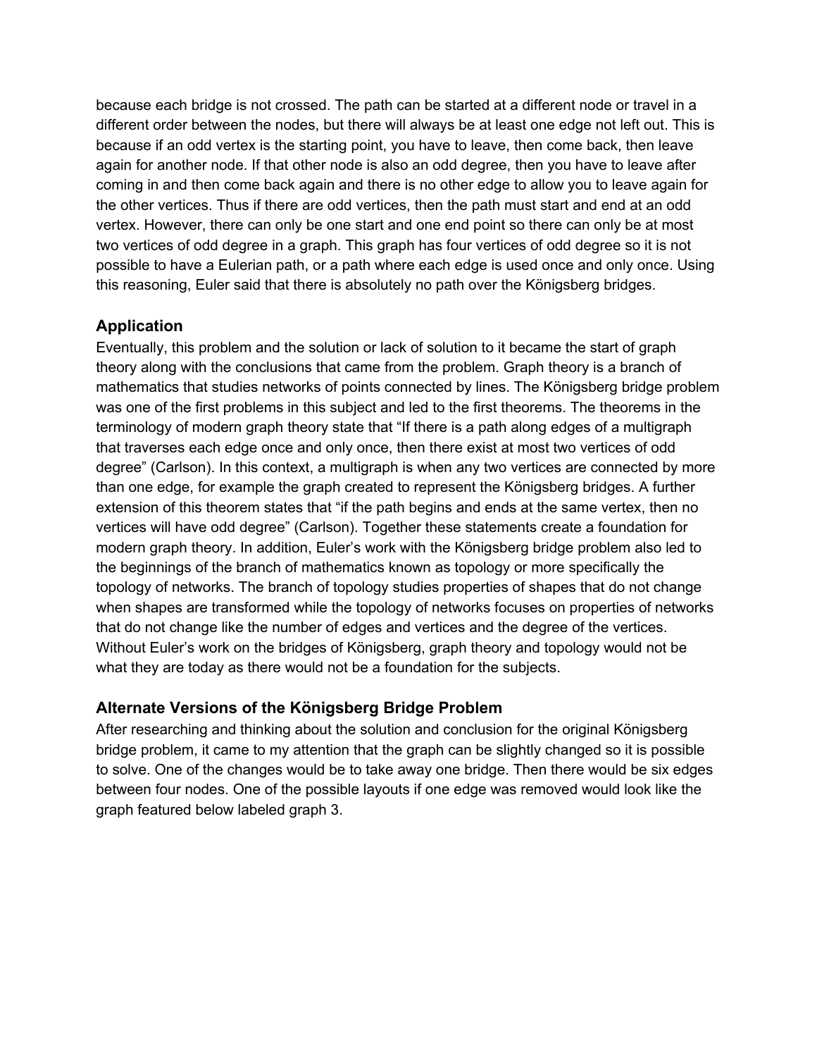because each bridge is not crossed. The path can be started at a different node or travel in a different order between the nodes, but there will always be at least one edge not left out. This is because if an odd vertex is the starting point, you have to leave, then come back, then leave again for another node. If that other node is also an odd degree, then you have to leave after coming in and then come back again and there is no other edge to allow you to leave again for the other vertices. Thus if there are odd vertices, then the path must start and end at an odd vertex. However, there can only be one start and one end point so there can only be at most two vertices of odd degree in a graph. This graph has four vertices of odd degree so it is not possible to have a Eulerian path, or a path where each edge is used once and only once. Using this reasoning, Euler said that there is absolutely no path over the Königsberg bridges.

## Application

Eventually, this problem and the solution or lack of solution to it became the start of graph theory along with the conclusions that came from the problem. Graph theory is a branch of mathematics that studies networks of points connected by lines. The Königsberg bridge problem was one of the first problems in this subject and led to the first theorems. The theorems in the terminology of modern graph theory state that "If there is a path along edges of a multigraph that traverses each edge once and only once, then there exist at most two vertices of odd degree" (Carlson). In this context, a multigraph is when any two vertices are connected by more than one edge, for example the graph created to represent the Königsberg bridges. A further extension of this theorem states that "if the path begins and ends at the same vertex, then no vertices will have odd degree" (Carlson). Together these statements create a foundation for modern graph theory. In addition, Euler's work with the Königsberg bridge problem also led to the beginnings of the branch of mathematics known as topology or more specifically the topology of networks. The branch of topology studies properties of shapes that do not change when shapes are transformed while the topology of networks focuses on properties of networks that do not change like the number of edges and vertices and the degree of the vertices. Without Euler's work on the bridges of Königsberg, graph theory and topology would not be what they are today as there would not be a foundation for the subjects.

## Alternate Versions of the Königsberg Bridge Problem

After researching and thinking about the solution and conclusion for the original Königsberg bridge problem, it came to my attention that the graph can be slightly changed so it is possible to solve. One of the changes would be to take away one bridge. Then there would be six edges between four nodes. One of the possible layouts if one edge was removed would look like the graph featured below labeled graph 3.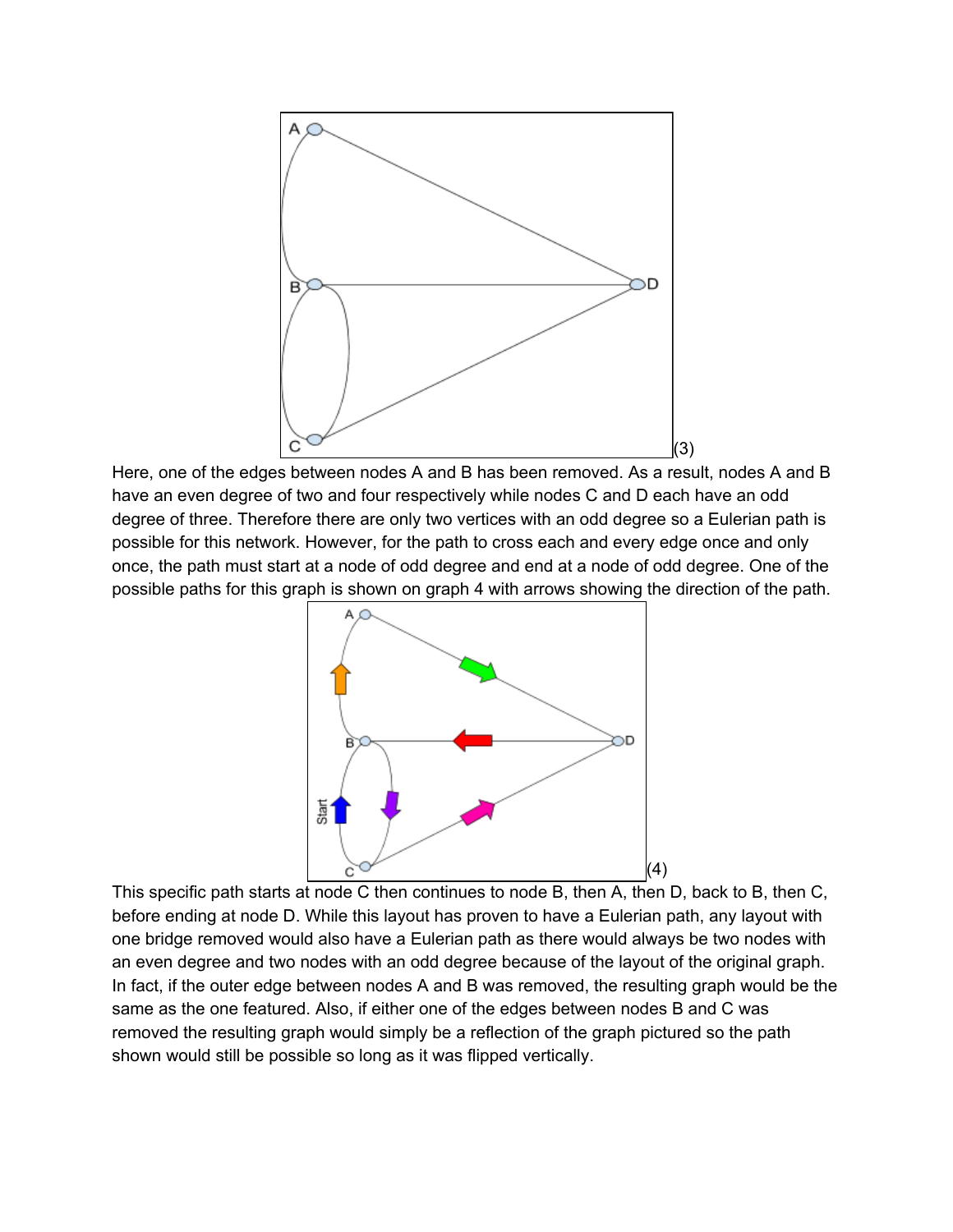(3)

Here, one of the edges between nodes A and B has been removed. As a result, nodes A and B have an even degree of two and four respectively while nodes C and D each have an odd degree of three. Therefore there are only two vertices with an odd degree so a Eulerian path is possible for this network. However, for the path to cross each and every edge once and only once, the path must start at a node of odd degree and end at a node of odd degree. One of the possible paths for this graph is shown on graph 4 with arrows showing the direction of the path.

(4)

This specific path starts at node C then continues to node B, then A, then D, back to B, then C, before ending at node D. While this layout has proven to have a Eulerian path, any layout with one bridge removed would also have a Eulerian path as there would always be two nodes with an even degree and two nodes with an odd degree because of the layout of the original graph. In fact, if the outer edge between nodes A and B was removed, the resulting graph would be the same as the one featured. Also, if either one of the edges between nodes B and C was removed the resulting graph would simply be a reflection of the graph pictured so the path shown would still be possible so long as it was flipped vertically.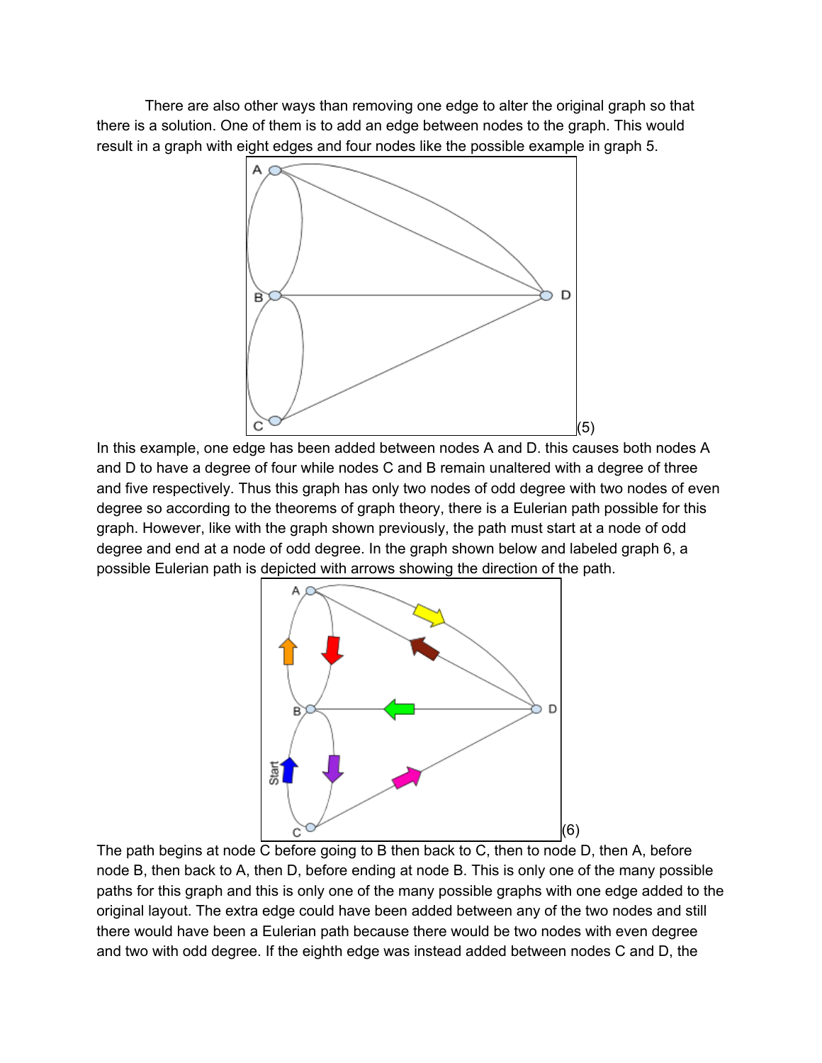There are also other ways than removing one edge to alter the original graph so that there is a solution. One of them is to add an edge between nodes to the graph. This would result in a graph with eight edges and four nodes like the possible example in graph 5.

(5)

In this example, one edge has been added between nodes A and D. this causes both nodes A and D to have a degree of four while nodes C and B remain unaltered with a degree of three and five respectively. Thus this graph has only two nodes of odd degree with two nodes of even degree so according to the theorems of graph theory, there is a Eulerian path possible for this graph. However, like with the graph shown previously, the path must start at a node of odd degree and end at a node of odd degree. In the graph shown below and labeled graph 6, a possible Eulerian path is depicted with arrows showing the direction of the path.

(6)

The path begins at node C before going to B then back to C, then to node D, then A, before node B, then back to A, then D, before ending at node B. This is only one of the many possible paths for this graph and this is only one of the many possible graphs with one edge added to the original layout. The extra edge could have been added between any of the two nodes and still there would have been a Eulerian path because there would be two nodes with even degree and two with odd degree. If the eighth edge was instead added between nodes C and D, the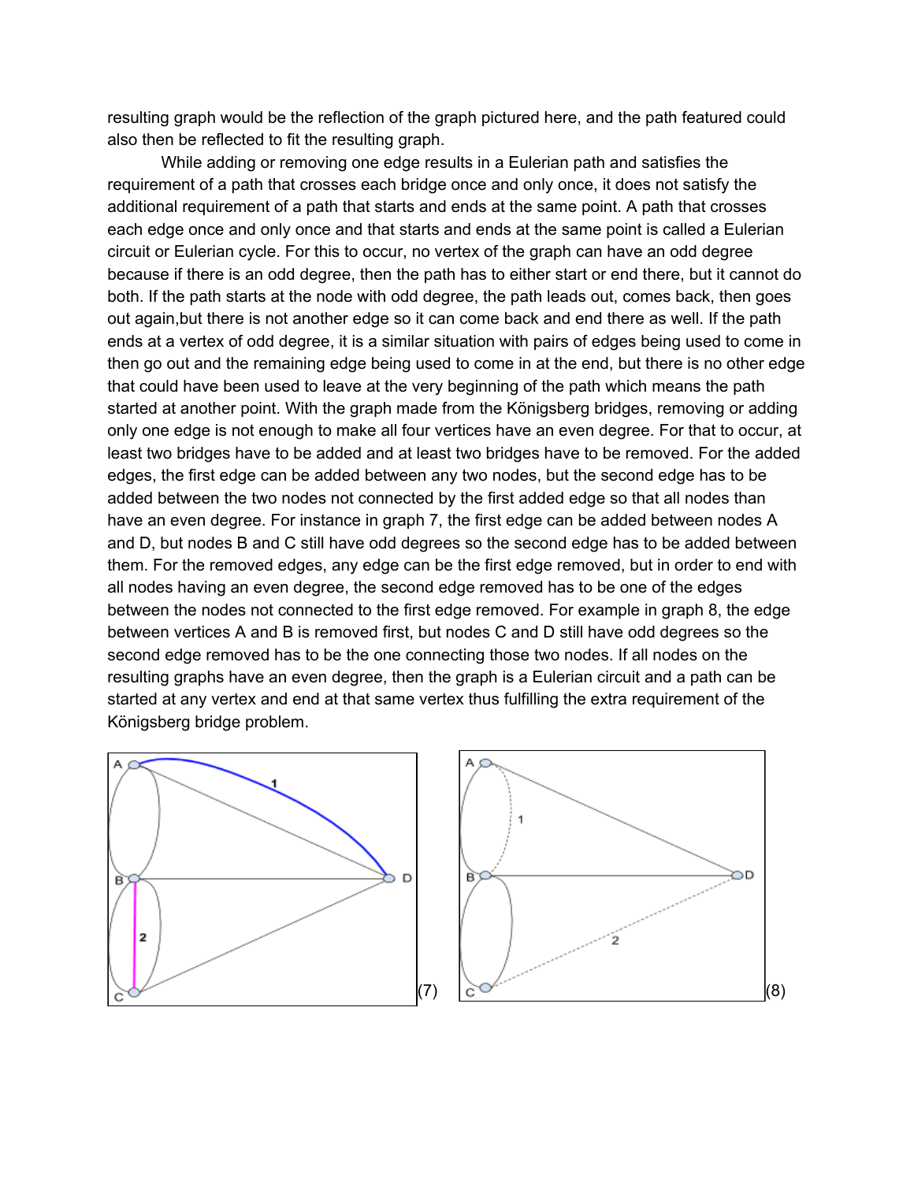resulting graph would be the reflection of the graph pictured here, and the path featured could also then be reflected to fit the resulting graph.

While adding or removing one edge results in a Eulerian path and satisfies the requirement of a path that crosses each bridge once and only once, it does not satisfy the additional requirement of a path that starts and ends at the same point. A path that crosses each edge once and only once and that starts and ends at the same point is called a Eulerian circuit or Eulerian cycle. For this to occur, no vertex of the graph can have an odd degree because if there is an odd degree, then the path has to either start or end there, but it cannot do both. If the path starts at the node with odd degree, the path leads out, comes back, then goes out again,but there is not another edge so it can come back and end there as well. If the path ends at a vertex of odd degree, it is a similar situation with pairs of edges being used to come in then go out and the remaining edge being used to come in at the end, but there is no other edge that could have been used to leave at the very beginning of the path which means the path started at another point. With the graph made from the Königsberg bridges, removing or adding only one edge is not enough to make all four vertices have an even degree. For that to occur, at least two bridges have to be added and at least two bridges have to be removed. For the added edges, the first edge can be added between any two nodes, but the second edge has to be added between the two nodes not connected by the first added edge so that all nodes than have an even degree. For instance in graph 7, the first edge can be added between nodes A and D, but nodes B and C still have odd degrees so the second edge has to be added between them. For the removed edges, any edge can be the first edge removed, but in order to end with all nodes having an even degree, the second edge removed has to be one of the edges between the nodes not connected to the first edge removed. For example in graph 8, the edge between vertices A and B is removed first, but nodes C and D still have odd degrees so the second edge removed has to be the one connecting those two nodes. If all nodes on the resulting graphs have an even degree, then the graph is a Eulerian circuit and a path can be started at any vertex and end at that same vertex thus fulfilling the extra requirement of the Königsberg bridge problem.

(7)

(8)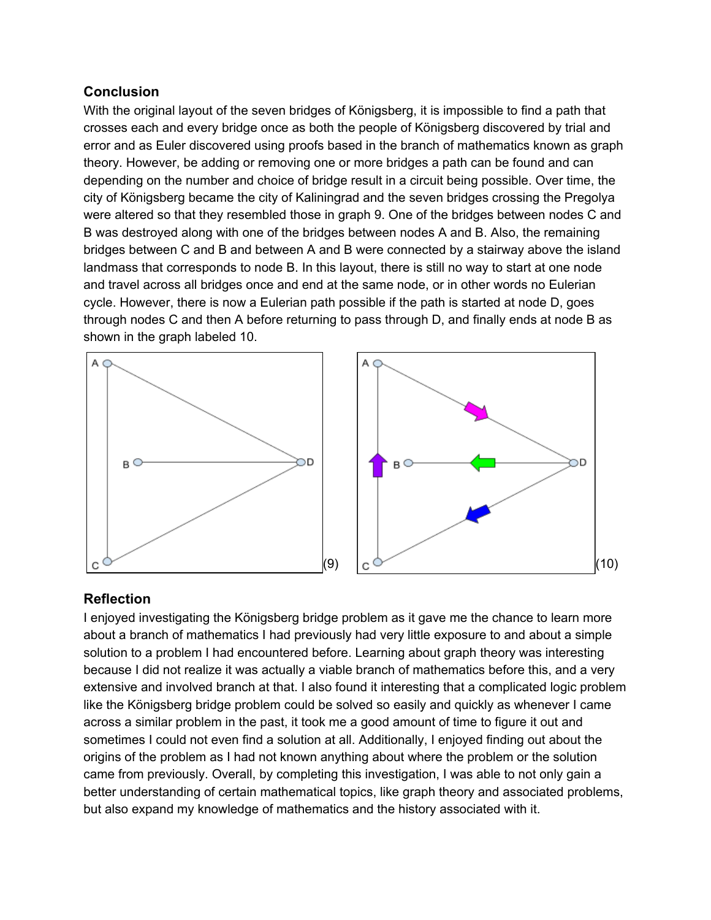## Conclusion

With the original layout of the seven bridges of Königsberg, it is impossible to find a path that crosses each and every bridge once as both the people of Königsberg discovered by trial and error and as Euler discovered using proofs based in the branch of mathematics known as graph theory. However, be adding or removing one or more bridges a path can be found and can depending on the number and choice of bridge result in a circuit being possible. Over time, the city of Königsberg became the city of Kaliningrad and the seven bridges crossing the Pregolya were altered so that they resembled those in graph 9. One of the bridges between nodes C and B was destroyed along with one of the bridges between nodes A and B. Also, the remaining bridges between C and B and between A and B were connected by a stairway above the island landmass that corresponds to node B. In this layout, there is still no way to start at one node and travel across all bridges once and end at the same node, or in other words no Eulerian cycle. However, there is now a Eulerian path possible if the path is started at node D, goes through nodes C and then A before returning to pass through D, and finally ends at node B as shown in the graph labeled 10.

(9)

(10)

## Reflection

I enjoyed investigating the Königsberg bridge problem as it gave me the chance to learn more about a branch of mathematics I had previously had very little exposure to and about a simple solution to a problem I had encountered before. Learning about graph theory was interesting because I did not realize it was actually a viable branch of mathematics before this, and a very extensive and involved branch at that. I also found it interesting that a complicated logic problem like the Königsberg bridge problem could be solved so easily and quickly as whenever I came across a similar problem in the past, it took me a good amount of time to figure it out and sometimes I could not even find a solution at all. Additionally, I enjoyed finding out about the origins of the problem as I had not known anything about where the problem or the solution came from previously. Overall, by completing this investigation, I was able to not only gain a better understanding of certain mathematical topics, like graph theory and associated problems, but also expand my knowledge of mathematics and the history associated with it.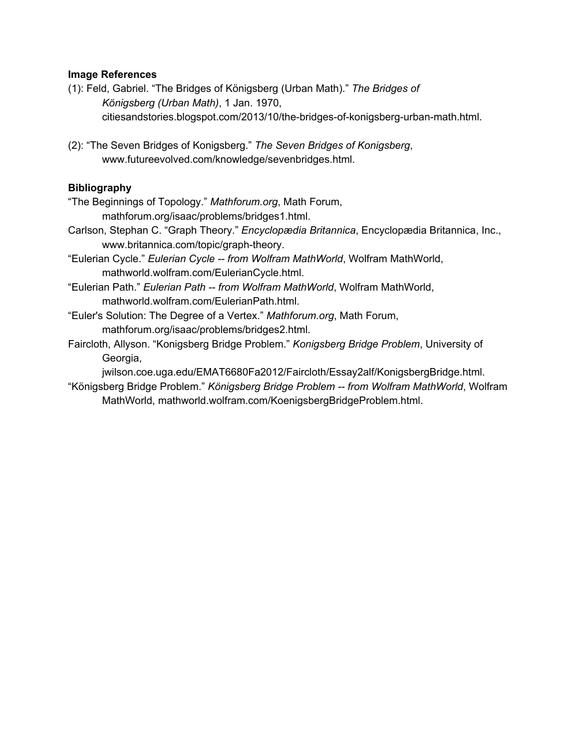**Image References**

(1): Feld, Gabriel. "The Bridges of Königsberg (Urban Math)." *The Bridges of Königsberg (Urban Math)*, 1 Jan. 1970, citiesandstories.blogspot.com/2013/10/the-bridges-of-konigsberg-urban-math.html.

(2): "The Seven Bridges of Konigsberg." *The Seven Bridges of Konigsberg*, www.futureevolved.com/knowledge/sevenbridges.html.

**Bibliography**

"The Beginnings of Topology." *Mathforum.org*, Math Forum, mathforum.org/isaac/problems/bridges1.html.

Carlson, Stephan C. "Graph Theory." *Encyclopædia Britannica*, Encyclopædia Britannica, Inc., www.britannica.com/topic/graph-theory.

"Eulerian Cycle." *Eulerian Cycle -- from Wolfram MathWorld*, Wolfram MathWorld, mathworld.wolfram.com/EulerianCycle.html.

"Eulerian Path." *Eulerian Path -- from Wolfram MathWorld*, Wolfram MathWorld, mathworld.wolfram.com/EulerianPath.html.

"Euler's Solution: The Degree of a Vertex." *Mathforum.org*, Math Forum, mathforum.org/isaac/problems/bridges2.html.

Faircloth, Allyson. "Konigsberg Bridge Problem." *Konigsberg Bridge Problem*, University of Georgia, jwilson.coe.uga.edu/EMAT6680Fa2012/Faircloth/Essay2alf/KonigsbergBridge.html.

"Königsberg Bridge Problem." *Königsberg Bridge Problem -- from Wolfram MathWorld*, Wolfram MathWorld, mathworld.wolfram.com/KoenigsbergBridgeProblem.html.